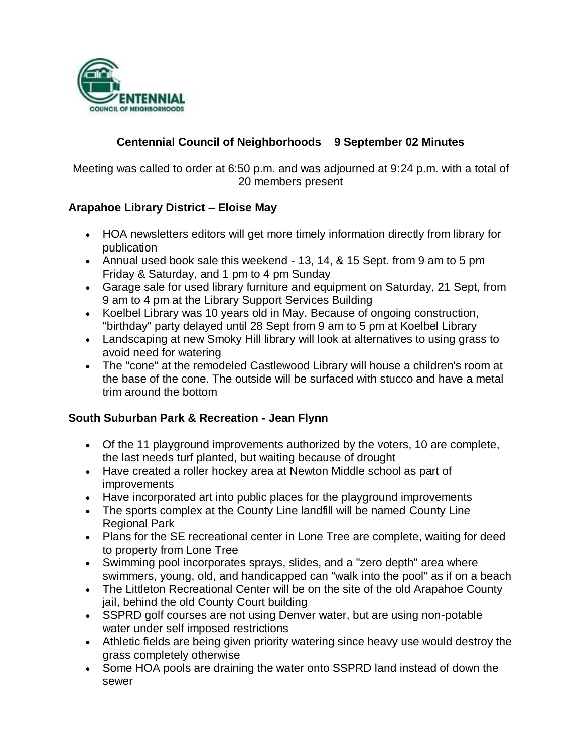## Centennial Council of Neighborhoods 9 September 02 Minutes

Meeting was called to order at 6:50 p.m. and was adjourned at 9:24 p.m. with a total of 20 members present

### Arapahoe Library District – Eloise May

- HOA newsletters editors will get more timely information directly from library for publication
- Annual used book sale this weekend - 13, 14, & 15 Sept. from 9 am to 5 pm Friday & Saturday, and 1 pm to 4 pm Sunday
- Garage sale for used library furniture and equipment on Saturday, 21 Sept, from 9 am to 4 pm at the Library Support Services Building
- Koelbel Library was 10 years old in May. Because of ongoing construction, "birthday" party delayed until 28 Sept from 9 am to 5 pm at Koelbel Library
- Landscaping at new Smoky Hill library will look at alternatives to using grass to avoid need for watering
- The "cone" at the remodeled Castlewood Library will house a children's room at the base of the cone. The outside will be surfaced with stucco and have a metal trim around the bottom

### South Suburban Park & Recreation - Jean Flynn

- Of the 11 playground improvements authorized by the voters, 10 are complete, the last needs turf planted, but waiting because of drought
- Have created a roller hockey area at Newton Middle school as part of improvements
- Have incorporated art into public places for the playground improvements
- The sports complex at the County Line landfill will be named County Line Regional Park
- Plans for the SE recreational center in Lone Tree are complete, waiting for deed to property from Lone Tree
- Swimming pool incorporates sprays, slides, and a "zero depth" area where swimmers, young, old, and handicapped can "walk into the pool" as if on a beach
- The Littleton Recreational Center will be on the site of the old Arapahoe County jail, behind the old County Court building
- SSPRD golf courses are not using Denver water, but are using non-potable water under self imposed restrictions
- Athletic fields are being given priority watering since heavy use would destroy the grass completely otherwise
- Some HOA pools are draining the water onto SSPRD land instead of down the sewer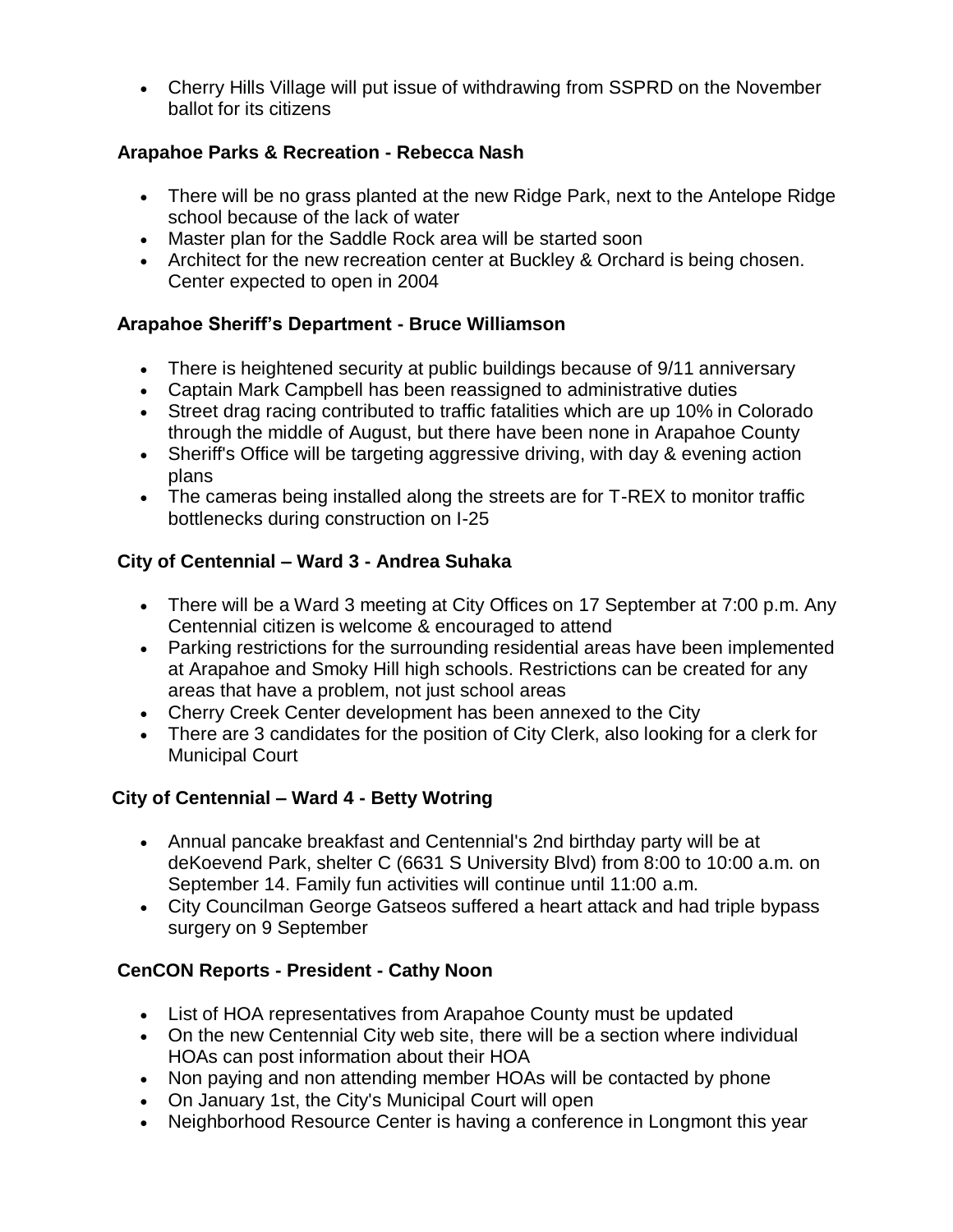- Cherry Hills Village will put issue of withdrawing from SSPRD on the November ballot for its citizens

**Arapahoe Parks & Recreation - Rebecca Nash**

- There will be no grass planted at the new Ridge Park, next to the Antelope Ridge school because of the lack of water
- Master plan for the Saddle Rock area will be started soon
- Architect for the new recreation center at Buckley & Orchard is being chosen. Center expected to open in 2004

**Arapahoe Sheriff's Department - Bruce Williamson**

- There is heightened security at public buildings because of 9/11 anniversary
- Captain Mark Campbell has been reassigned to administrative duties
- Street drag racing contributed to traffic fatalities which are up 10% in Colorado through the middle of August, but there have been none in Arapahoe County
- Sheriff's Office will be targeting aggressive driving, with day & evening action plans
- The cameras being installed along the streets are for T-REX to monitor traffic bottlenecks during construction on I-25

**City of Centennial – Ward 3 - Andrea Suhaka**

- There will be a Ward 3 meeting at City Offices on 17 September at 7:00 p.m. Any Centennial citizen is welcome & encouraged to attend
- Parking restrictions for the surrounding residential areas have been implemented at Arapahoe and Smoky Hill high schools. Restrictions can be created for any areas that have a problem, not just school areas
- Cherry Creek Center development has been annexed to the City
- There are 3 candidates for the position of City Clerk, also looking for a clerk for Municipal Court

**City of Centennial – Ward 4 - Betty Wotring**

- Annual pancake breakfast and Centennial's 2nd birthday party will be at deKoevend Park, shelter C (6631 S University Blvd) from 8:00 to 10:00 a.m. on September 14. Family fun activities will continue until 11:00 a.m.
- City Councilman George Gatseos suffered a heart attack and had triple bypass surgery on 9 September

**CenCON Reports - President - Cathy Noon**

- List of HOA representatives from Arapahoe County must be updated
- On the new Centennial City web site, there will be a section where individual HOAs can post information about their HOA
- Non paying and non attending member HOAs will be contacted by phone
- On January 1st, the City's Municipal Court will open
- Neighborhood Resource Center is having a conference in Longmont this year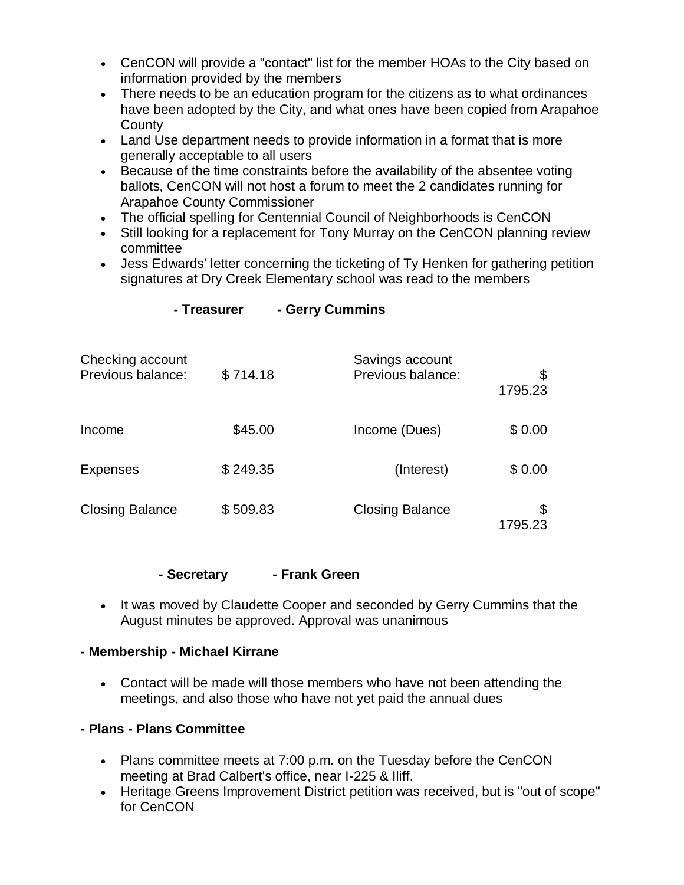- CenCON will provide a "contact" list for the member HOAs to the City based on information provided by the members
- There needs to be an education program for the citizens as to what ordinances have been adopted by the City, and what ones have been copied from Arapahoe County
- Land Use department needs to provide information in a format that is more generally acceptable to all users
- Because of the time constraints before the availability of the absentee voting ballots, CenCON will not host a forum to meet the 2 candidates running for Arapahoe County Commissioner
- The official spelling for Centennial Council of Neighborhoods is CenCON
- Still looking for a replacement for Tony Murray on the CenCON planning review committee
- Jess Edwards' letter concerning the ticketing of Ty Henken for gathering petition signatures at Dry Creek Elementary school was read to the members

**- Treasurer - Gerry Cummins**

| Checking account | | Savings account | |
|---|---|---|---|
| Previous balance: | $ 714.18 | Previous balance: | $ 1795.23 |
| Income | $45.00 | Income (Dues) | $ 0.00 |
| Expenses | $ 249.35 | (Interest) | $ 0.00 |
| Closing Balance | $ 509.83 | Closing Balance | $ 1795.23 |

**- Secretary - Frank Green**

- It was moved by Claudette Cooper and seconded by Gerry Cummins that the August minutes be approved. Approval was unanimous

**- Membership - Michael Kirrane**

- Contact will be made will those members who have not been attending the meetings, and also those who have not yet paid the annual dues

**- Plans - Plans Committee**

- Plans committee meets at 7:00 p.m. on the Tuesday before the CenCON meeting at Brad Calbert's office, near I-225 & Iliff.
- Heritage Greens Improvement District petition was received, but is "out of scope" for CenCON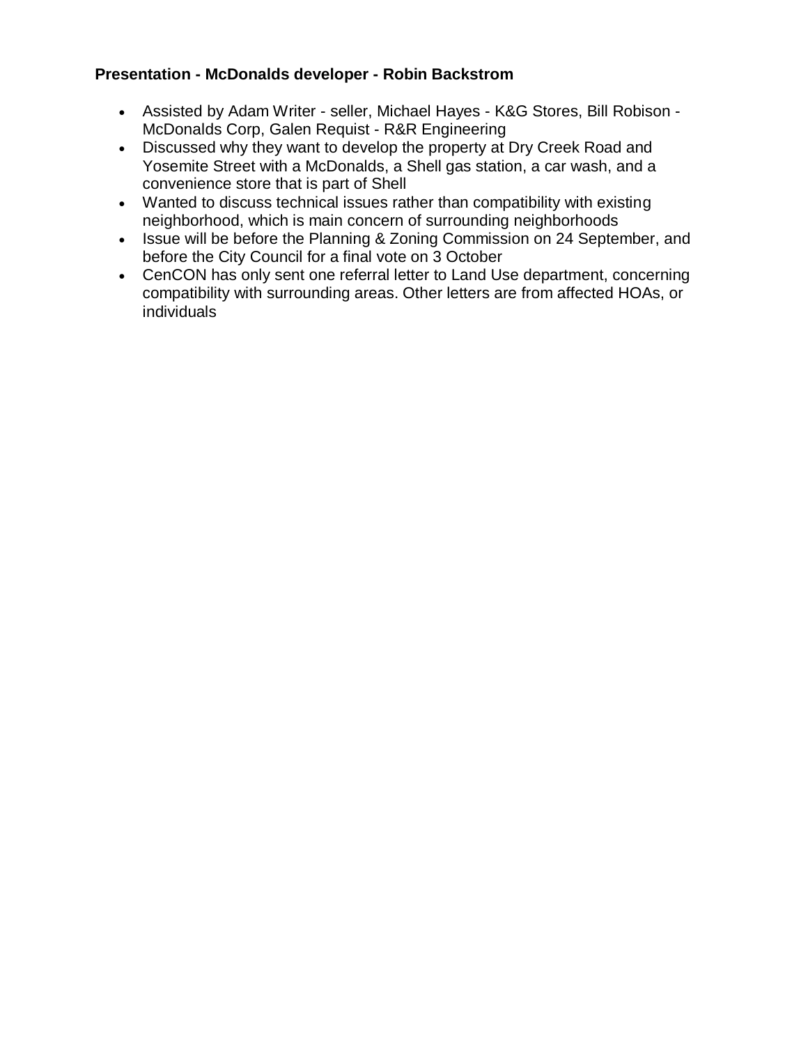**Presentation - McDonalds developer - Robin Backstrom**

- Assisted by Adam Writer - seller, Michael Hayes - K&G Stores, Bill Robison - McDonalds Corp, Galen Requist - R&R Engineering
- Discussed why they want to develop the property at Dry Creek Road and Yosemite Street with a McDonalds, a Shell gas station, a car wash, and a convenience store that is part of Shell
- Wanted to discuss technical issues rather than compatibility with existing neighborhood, which is main concern of surrounding neighborhoods
- Issue will be before the Planning & Zoning Commission on 24 September, and before the City Council for a final vote on 3 October
- CenCON has only sent one referral letter to Land Use department, concerning compatibility with surrounding areas. Other letters are from affected HOAs, or individuals